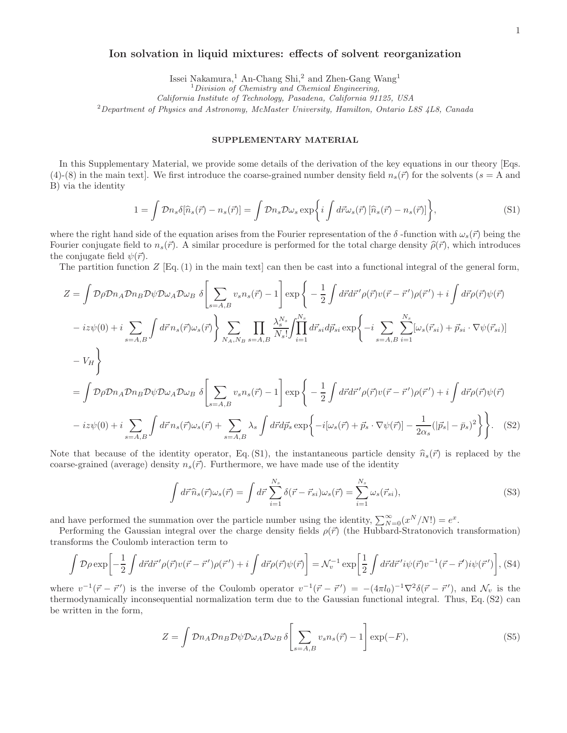# Ion solvation in liquid mixtures: effects of solvent reorganization

Issei Nakamura,[1] An-Chang Shi,[2] and Zhen-Gang Wang[1]

[1] *Division of Chemistry and Chemical Engineering, California Institute of Technology, Pasadena, California 91125, USA*

[2] *Department of Physics and Astronomy, McMaster University, Hamilton, Ontario L8S 4L8, Canada*

## SUPPLEMENTARY MATERIAL

In this Supplementary Material, we provide some details of the derivation of the key equations in our theory [Eqs. (4)-(8) in the main text]. We first introduce the coarse-grained number density field $n_s(\vec{r})$ for the solvents ($s=$ A and B) via the identity

$$1 = \int \mathcal{D}n_s \delta[\widehat{n}_s(\vec{r}) - n_s(\vec{r})] = \int \mathcal{D}n_s \mathcal{D}\omega_s \exp\left\{ i \int d\vec{r}\omega_s(\vec{r}) \left[\widehat{n}_s(\vec{r}) - n_s(\vec{r})\right] \right\}, \tag{S1}$$

where the right hand side of the equation arises from the Fourier representation of the $\delta$ -function with $\omega_s(\vec{r})$ being the Fourier conjugate field to $n_s(\vec{r})$. A similar procedure is performed for the total charge density $\widehat{\rho}(\vec{r})$, which introduces the conjugate field $\psi(\vec{r})$.

The partition function $Z$ [Eq. (1) in the main text] can then be cast into a functional integral of the general form,

$$\begin{aligned}
Z &= \int \mathcal{D}\rho \mathcal{D}n_A \mathcal{D}n_B \mathcal{D}\psi \mathcal{D}\omega_A \mathcal{D}\omega_B \; \delta\left[\sum_{s=A,B} v_s n_s(\vec{r}) - 1\right] \exp\Bigg\{ -\frac{1}{2}\int d\vec{r}d\vec{r}\,'\rho(\vec{r})v(\vec{r}-\vec{r}\,')\rho(\vec{r}\,') + i\int d\vec{r}\rho(\vec{r})\psi(\vec{r}) \\
&\quad - iz\psi(0) + i\sum_{s=A,B}\int d\vec{r}\, n_s(\vec{r})\omega_s(\vec{r}) \Bigg\} \sum_{N_A,N_B} \prod_{s=A,B} \frac{\lambda_s^{N_s}}{N_s!} \int \prod_{i=1}^{N_s} d\vec{r}_{si} d\vec{p}_{si} \exp\Bigg\{ -i\sum_{s=A,B}\sum_{i=1}^{N_s} [\omega_s(\vec{r}_{si}) + \vec{p}_{si}\cdot\nabla\psi(\vec{r}_{si})] \\
&\quad - V_H \Bigg\} \\
&= \int \mathcal{D}\rho \mathcal{D}n_A \mathcal{D}n_B \mathcal{D}\psi \mathcal{D}\omega_A \mathcal{D}\omega_B \; \delta\left[\sum_{s=A,B} v_s n_s(\vec{r}) - 1\right] \exp\Bigg\{ -\frac{1}{2}\int d\vec{r}d\vec{r}\,'\rho(\vec{r})v(\vec{r}-\vec{r}\,')\rho(\vec{r}\,') + i\int d\vec{r}\rho(\vec{r})\psi(\vec{r}) \\
&\quad - iz\psi(0) + i\sum_{s=A,B}\int d\vec{r}\, n_s(\vec{r})\omega_s(\vec{r}) + \sum_{s=A,B}\lambda_s \int d\vec{r}d\vec{p}_s \exp\Bigg\{ -i[\omega_s(\vec{r}) + \vec{p}_s\cdot\nabla\psi(\vec{r})] - \frac{1}{2\alpha_s}(|\vec{p}_s| - \bar{p}_s)^2 \Bigg\} \Bigg\}.
\end{aligned} \tag{S2}$$

Note that because of the identity operator, Eq. (S1), the instantaneous particle density $\widehat{n}_s(\vec{r})$ is replaced by the coarse-grained (average) density $n_s(\vec{r})$. Furthermore, we have made use of the identity

$$\int d\vec{r}\,\widehat{n}_s(\vec{r})\omega_s(\vec{r}) = \int d\vec{r}\sum_{i=1}^{N_s}\delta(\vec{r}-\vec{r}_{si})\omega_s(\vec{r}) = \sum_{i=1}^{N_s}\omega_s(\vec{r}_{si}), \tag{S3}$$

and have performed the summation over the particle number using the identity, $\sum_{N=0}^{\infty}(x^N/N!) = e^x$.

Performing the Gaussian integral over the charge density fields $\rho(\vec{r})$ (the Hubbard-Stratonovich transformation) transforms the Coulomb interaction term to

$$\int \mathcal{D}\rho \exp\left[ -\frac{1}{2}\int d\vec{r}d\vec{r}\,'\rho(\vec{r})v(\vec{r}-\vec{r}\,')\rho(\vec{r}\,') + i\int d\vec{r}\rho(\vec{r})\psi(\vec{r}) \right] = \mathcal{N}_v^{-1}\exp\left[ \frac{1}{2}\int d\vec{r}d\vec{r}\,' i\psi(\vec{r})v^{-1}(\vec{r}-\vec{r}\,')i\psi(\vec{r}\,') \right], \tag{S4}$$

where $v^{-1}(\vec{r}-\vec{r}\,')$ is the inverse of the Coulomb operator $v^{-1}(\vec{r}-\vec{r}\,') = -(4\pi l_0)^{-1}\nabla^2\delta(\vec{r}-\vec{r}\,')$, and $\mathcal{N}_v$ is the thermodynamically inconsequential normalization term due to the Gaussian functional integral. Thus, Eq. (S2) can be written in the form,

$$Z = \int \mathcal{D}n_A \mathcal{D}n_B \mathcal{D}\psi \mathcal{D}\omega_A \mathcal{D}\omega_B \; \delta\left[\sum_{s=A,B} v_s n_s(\vec{r}) - 1\right] \exp(-F), \tag{S5}$$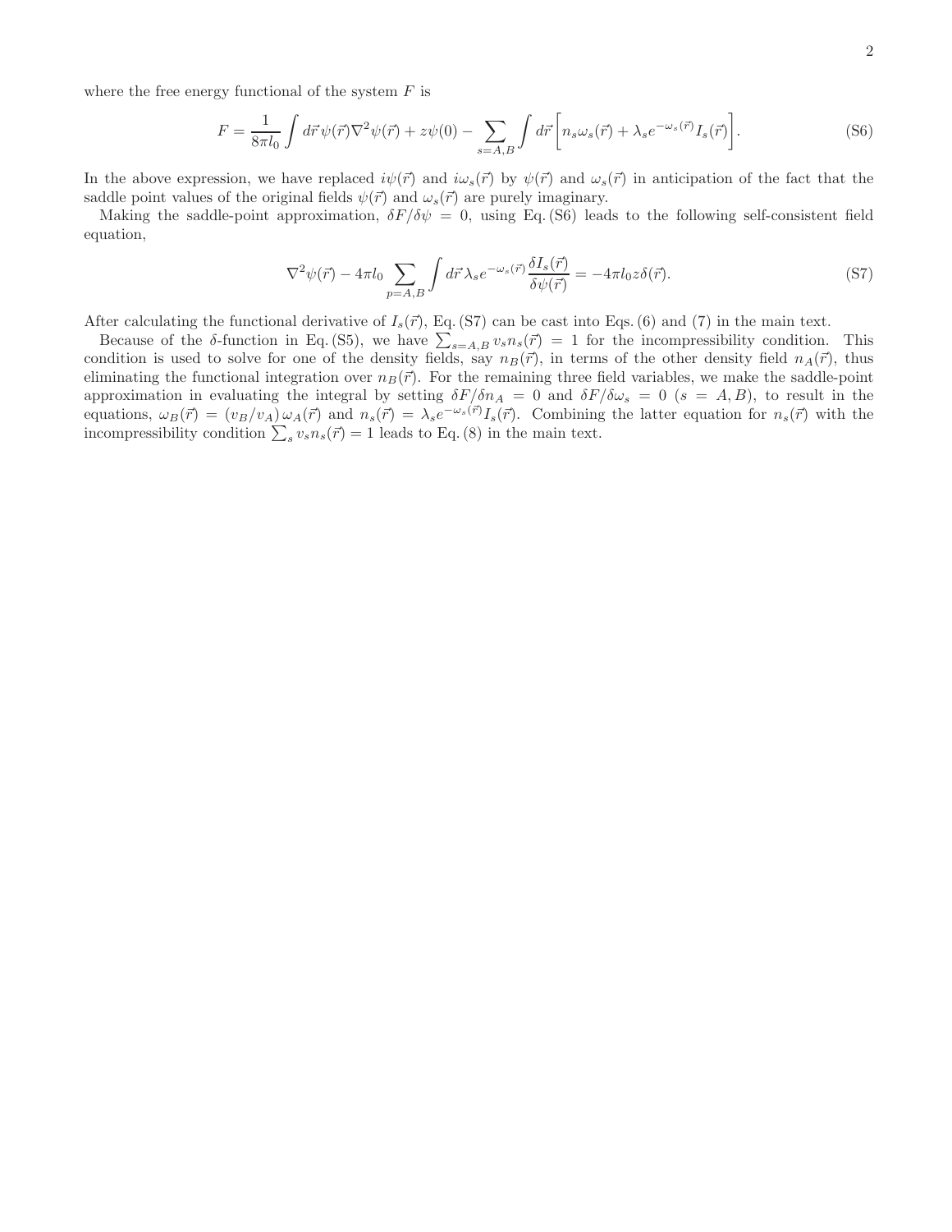where the free energy functional of the system $F$ is

$$F = \frac{1}{8\pi l_0} \int d\vec{r}\, \psi(\vec{r}) \nabla^2 \psi(\vec{r}) + z\psi(0) - \sum_{s=A,B} \int d\vec{r} \left[ n_s \omega_s(\vec{r}) + \lambda_s e^{-\omega_s(\vec{r})} I_s(\vec{r}) \right]. \tag{S6}$$

In the above expression, we have replaced $i\psi(\vec{r})$ and $i\omega_s(\vec{r})$ by $\psi(\vec{r})$ and $\omega_s(\vec{r})$ in anticipation of the fact that the saddle point values of the original fields $\psi(\vec{r})$ and $\omega_s(\vec{r})$ are purely imaginary.

Making the saddle-point approximation, $\delta F/\delta\psi = 0$, using Eq. (S6) leads to the following self-consistent field equation,

$$\nabla^2 \psi(\vec{r}) - 4\pi l_0 \sum_{p=A,B} \int d\vec{r}\, \lambda_s e^{-\omega_s(\vec{r})} \frac{\delta I_s(\vec{r})}{\delta \psi(\vec{r})} = -4\pi l_0 z \delta(\vec{r}). \tag{S7}$$

After calculating the functional derivative of $I_s(\vec{r})$, Eq. (S7) can be cast into Eqs. (6) and (7) in the main text.

Because of the $\delta$-function in Eq. (S5), we have $\sum_{s=A,B} v_s n_s(\vec{r}) = 1$ for the incompressibility condition. This condition is used to solve for one of the density fields, say $n_B(\vec{r})$, in terms of the other density field $n_A(\vec{r})$, thus eliminating the functional integration over $n_B(\vec{r})$. For the remaining three field variables, we make the saddle-point approximation in evaluating the integral by setting $\delta F/\delta n_A = 0$ and $\delta F/\delta \omega_s = 0$ ($s = A, B$), to result in the equations, $\omega_B(\vec{r}) = (v_B/v_A)\, \omega_A(\vec{r})$ and $n_s(\vec{r}) = \lambda_s e^{-\omega_s(\vec{r})} I_s(\vec{r})$. Combining the latter equation for $n_s(\vec{r})$ with the incompressibility condition $\sum_s v_s n_s(\vec{r}) = 1$ leads to Eq. (8) in the main text.